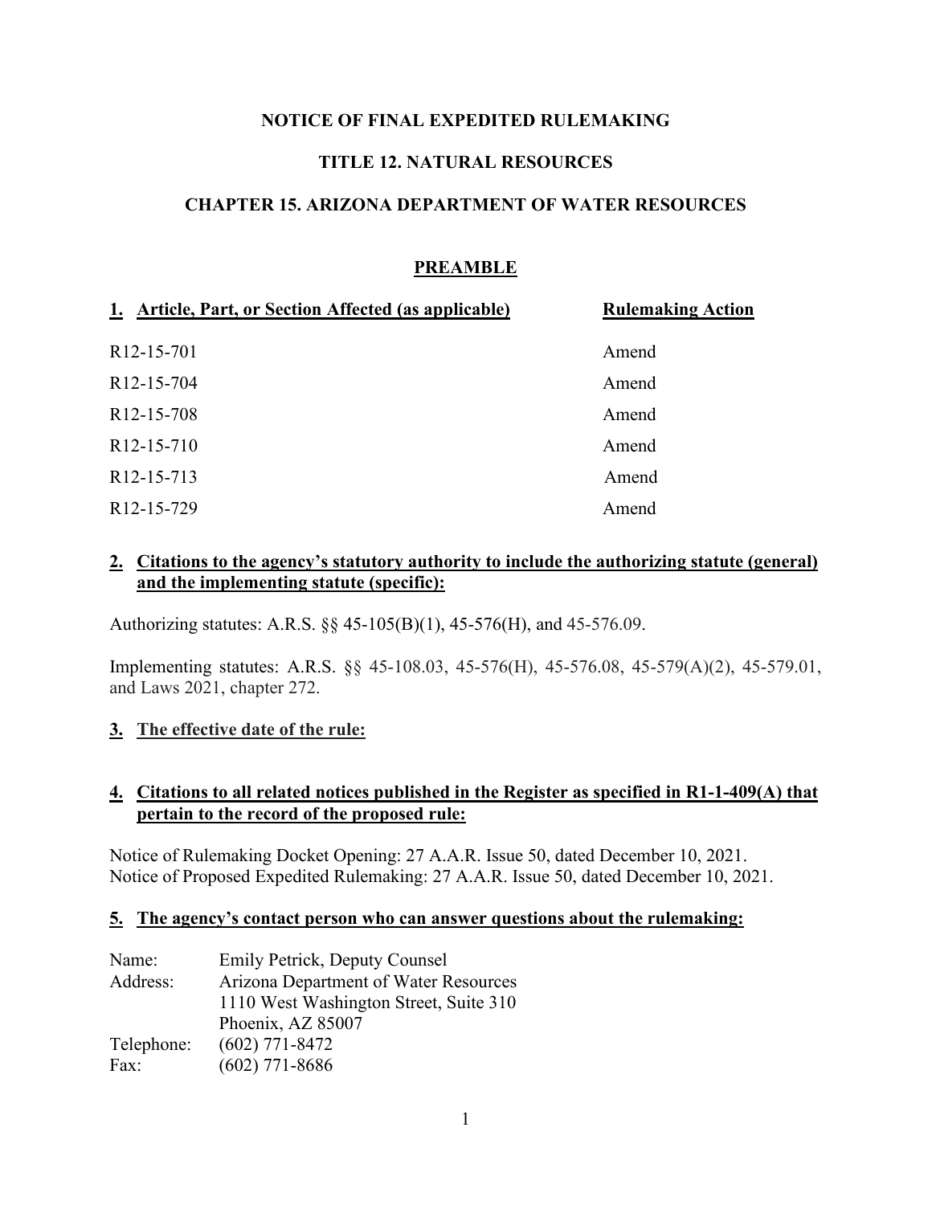# NOTICE OF FINAL EXPEDITED RULEMAKING

# TITLE 12. NATURAL RESOURCES

# CHAPTER 15. ARIZONA DEPARTMENT OF WATER RESOURCES

## PREAMBLE

| 1. Article, Part, or Section Affected (as applicable) | Rulemaking Action |
|---|---|
| R12-15-701 | Amend |
| R12-15-704 | Amend |
| R12-15-708 | Amend |
| R12-15-710 | Amend |
| R12-15-713 | Amend |
| R12-15-729 | Amend |

**2. Citations to the agency's statutory authority to include the authorizing statute (general) and the implementing statute (specific):**

Authorizing statutes: A.R.S. §§ 45-105(B)(1), 45-576(H), and 45-576.09.

Implementing statutes: A.R.S. §§ 45-108.03, 45-576(H), 45-576.08, 45-579(A)(2), 45-579.01, and Laws 2021, chapter 272.

**3. The effective date of the rule:**

**4. Citations to all related notices published in the Register as specified in R1-1-409(A) that pertain to the record of the proposed rule:**

Notice of Rulemaking Docket Opening: 27 A.A.R. Issue 50, dated December 10, 2021.
Notice of Proposed Expedited Rulemaking: 27 A.A.R. Issue 50, dated December 10, 2021.

**5. The agency's contact person who can answer questions about the rulemaking:**

| | |
|---|---|
| Name: | Emily Petrick, Deputy Counsel |
| Address: | Arizona Department of Water Resources<br>1110 West Washington Street, Suite 310<br>Phoenix, AZ 85007 |
| Telephone: | (602) 771-8472 |
| Fax: | (602) 771-8686 |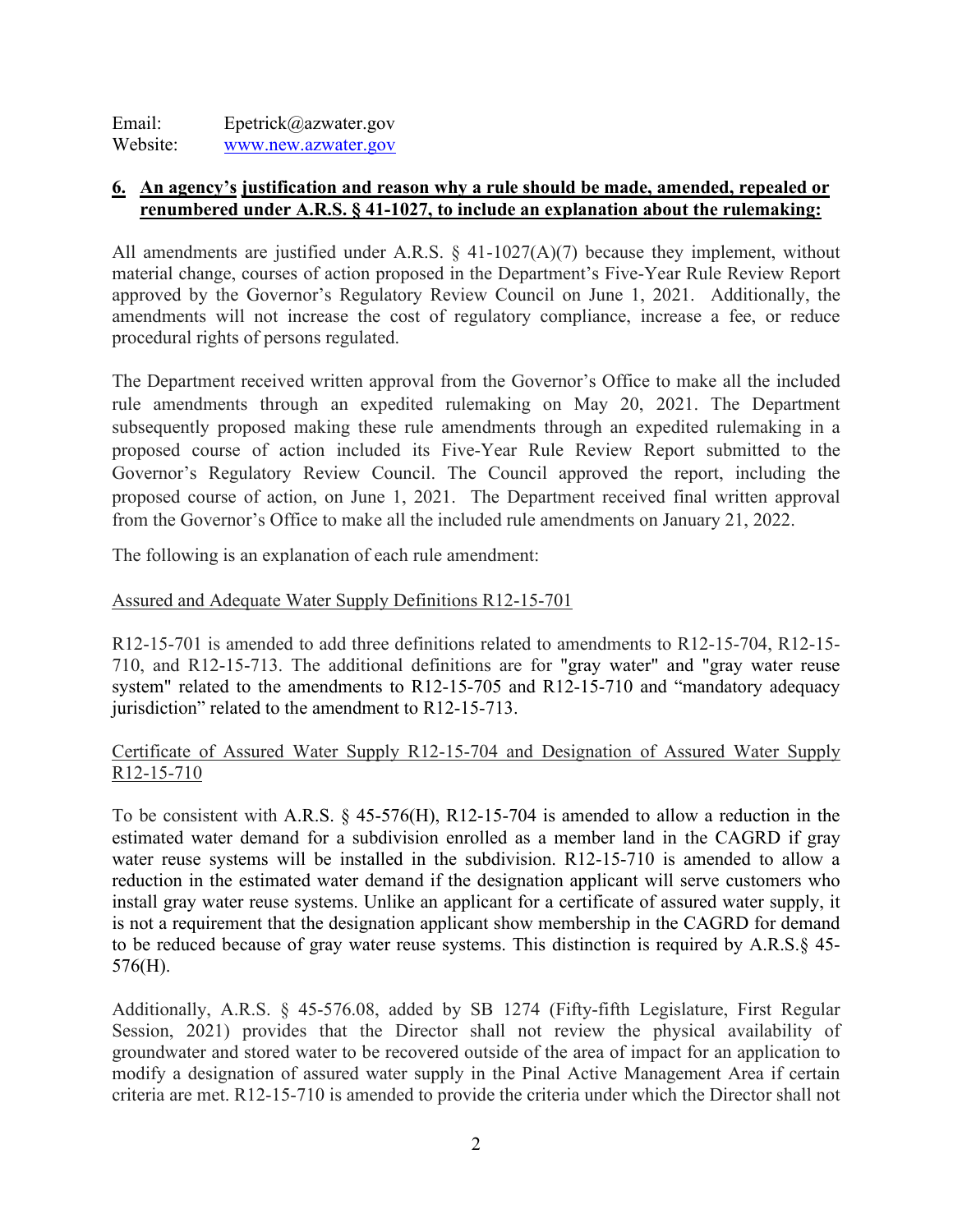Email: Epetrick@azwater.gov
Website: [www.new.azwater.gov](www.new.azwater.gov)

## 6. An agency's justification and reason why a rule should be made, amended, repealed or renumbered under A.R.S. § 41-1027, to include an explanation about the rulemaking:

All amendments are justified under A.R.S. § 41-1027(A)(7) because they implement, without material change, courses of action proposed in the Department's Five-Year Rule Review Report approved by the Governor's Regulatory Review Council on June 1, 2021. Additionally, the amendments will not increase the cost of regulatory compliance, increase a fee, or reduce procedural rights of persons regulated.

The Department received written approval from the Governor's Office to make all the included rule amendments through an expedited rulemaking on May 20, 2021. The Department subsequently proposed making these rule amendments through an expedited rulemaking in a proposed course of action included its Five-Year Rule Review Report submitted to the Governor's Regulatory Review Council. The Council approved the report, including the proposed course of action, on June 1, 2021. The Department received final written approval from the Governor's Office to make all the included rule amendments on January 21, 2022.

The following is an explanation of each rule amendment:

Assured and Adequate Water Supply Definitions R12-15-701

R12-15-701 is amended to add three definitions related to amendments to R12-15-704, R12-15-710, and R12-15-713. The additional definitions are for "gray water" and "gray water reuse system" related to the amendments to R12-15-705 and R12-15-710 and "mandatory adequacy jurisdiction" related to the amendment to R12-15-713.

Certificate of Assured Water Supply R12-15-704 and Designation of Assured Water Supply R12-15-710

To be consistent with A.R.S. § 45-576(H), R12-15-704 is amended to allow a reduction in the estimated water demand for a subdivision enrolled as a member land in the CAGRD if gray water reuse systems will be installed in the subdivision. R12-15-710 is amended to allow a reduction in the estimated water demand if the designation applicant will serve customers who install gray water reuse systems. Unlike an applicant for a certificate of assured water supply, it is not a requirement that the designation applicant show membership in the CAGRD for demand to be reduced because of gray water reuse systems. This distinction is required by A.R.S.§ 45-576(H).

Additionally, A.R.S. § 45-576.08, added by SB 1274 (Fifty-fifth Legislature, First Regular Session, 2021) provides that the Director shall not review the physical availability of groundwater and stored water to be recovered outside of the area of impact for an application to modify a designation of assured water supply in the Pinal Active Management Area if certain criteria are met. R12-15-710 is amended to provide the criteria under which the Director shall not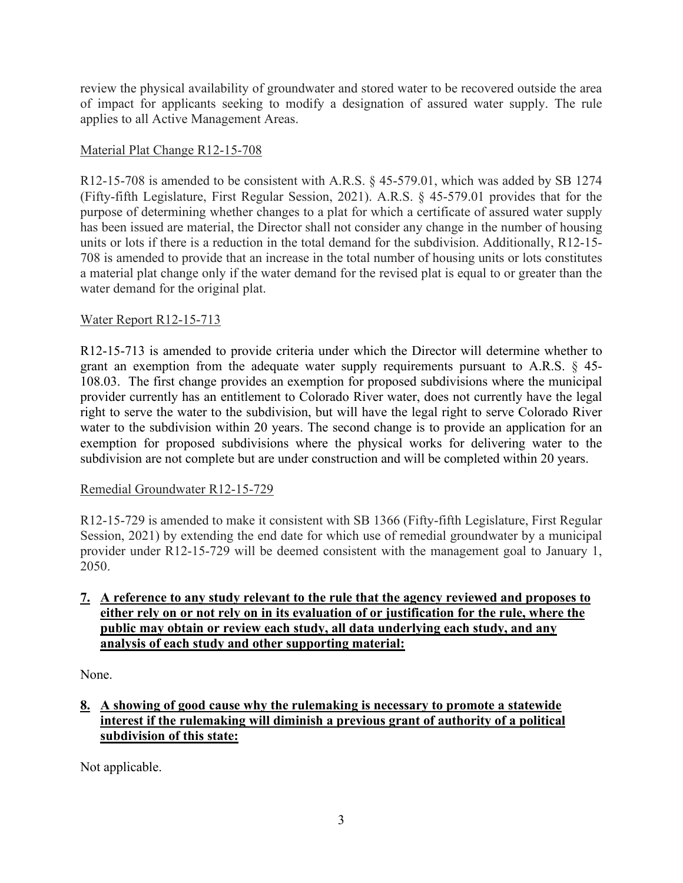review the physical availability of groundwater and stored water to be recovered outside the area of impact for applicants seeking to modify a designation of assured water supply. The rule applies to all Active Management Areas.

Material Plat Change R12-15-708

R12-15-708 is amended to be consistent with A.R.S. § 45-579.01, which was added by SB 1274 (Fifty-fifth Legislature, First Regular Session, 2021). A.R.S. § 45-579.01 provides that for the purpose of determining whether changes to a plat for which a certificate of assured water supply has been issued are material, the Director shall not consider any change in the number of housing units or lots if there is a reduction in the total demand for the subdivision. Additionally, R12-15-708 is amended to provide that an increase in the total number of housing units or lots constitutes a material plat change only if the water demand for the revised plat is equal to or greater than the water demand for the original plat.

Water Report R12-15-713

R12-15-713 is amended to provide criteria under which the Director will determine whether to grant an exemption from the adequate water supply requirements pursuant to A.R.S. § 45-108.03. The first change provides an exemption for proposed subdivisions where the municipal provider currently has an entitlement to Colorado River water, does not currently have the legal right to serve the water to the subdivision, but will have the legal right to serve Colorado River water to the subdivision within 20 years. The second change is to provide an application for an exemption for proposed subdivisions where the physical works for delivering water to the subdivision are not complete but are under construction and will be completed within 20 years.

Remedial Groundwater R12-15-729

R12-15-729 is amended to make it consistent with SB 1366 (Fifty-fifth Legislature, First Regular Session, 2021) by extending the end date for which use of remedial groundwater by a municipal provider under R12-15-729 will be deemed consistent with the management goal to January 1, 2050.

**7. A reference to any study relevant to the rule that the agency reviewed and proposes to either rely on or not rely on in its evaluation of or justification for the rule, where the public may obtain or review each study, all data underlying each study, and any analysis of each study and other supporting material:**

None.

**8. A showing of good cause why the rulemaking is necessary to promote a statewide interest if the rulemaking will diminish a previous grant of authority of a political subdivision of this state:**

Not applicable.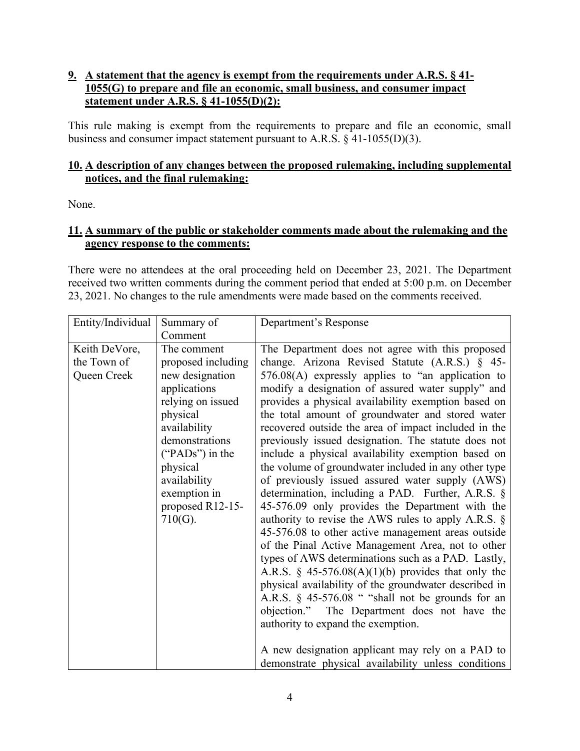**9. A statement that the agency is exempt from the requirements under A.R.S. § 41-1055(G) to prepare and file an economic, small business, and consumer impact statement under A.R.S. § 41-1055(D)(2):**

This rule making is exempt from the requirements to prepare and file an economic, small business and consumer impact statement pursuant to A.R.S. § 41-1055(D)(3).

**10. A description of any changes between the proposed rulemaking, including supplemental notices, and the final rulemaking:**

None.

**11. A summary of the public or stakeholder comments made about the rulemaking and the agency response to the comments:**

There were no attendees at the oral proceeding held on December 23, 2021. The Department received two written comments during the comment period that ended at 5:00 p.m. on December 23, 2021. No changes to the rule amendments were made based on the comments received.

| Entity/Individual | Summary of Comment | Department's Response |
|---|---|---|
| Keith DeVore, the Town of Queen Creek | The comment proposed including new designation applications relying on issued physical availability demonstrations ("PADs") in the physical availability exemption in proposed R12-15-710(G). | The Department does not agree with this proposed change. Arizona Revised Statute (A.R.S.) § 45-576.08(A) expressly applies to "an application to modify a designation of assured water supply" and provides a physical availability exemption based on the total amount of groundwater and stored water recovered outside the area of impact included in the previously issued designation. The statute does not include a physical availability exemption based on the volume of groundwater included in any other type of previously issued assured water supply (AWS) determination, including a PAD. Further, A.R.S. § 45-576.09 only provides the Department with the authority to revise the AWS rules to apply A.R.S. § 45-576.08 to other active management areas outside of the Pinal Active Management Area, not to other types of AWS determinations such as a PAD. Lastly, A.R.S. § 45-576.08(A)(1)(b) provides that only the physical availability of the groundwater described in A.R.S. § 45-576.08 " "shall not be grounds for an objection." The Department does not have the authority to expand the exemption.<br><br>A new designation applicant may rely on a PAD to demonstrate physical availability unless conditions |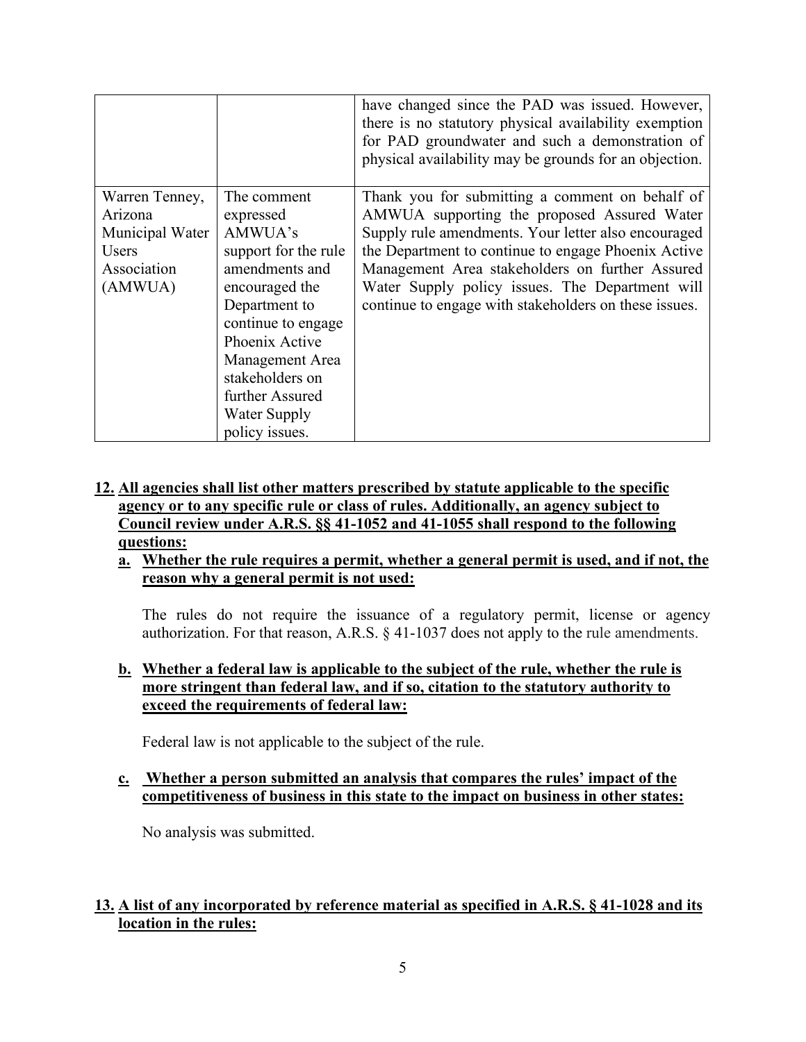| | | |
|---|---|---|
| | | have changed since the PAD was issued. However, there is no statutory physical availability exemption for PAD groundwater and such a demonstration of physical availability may be grounds for an objection. |
| Warren Tenney, Arizona Municipal Water Users Association (AMWUA) | The comment expressed AMWUA's support for the rule amendments and encouraged the Department to continue to engage Phoenix Active Management Area stakeholders on further Assured Water Supply policy issues. | Thank you for submitting a comment on behalf of AMWUA supporting the proposed Assured Water Supply rule amendments. Your letter also encouraged the Department to continue to engage Phoenix Active Management Area stakeholders on further Assured Water Supply policy issues. The Department will continue to engage with stakeholders on these issues. |

**12. All agencies shall list other matters prescribed by statute applicable to the specific agency or to any specific rule or class of rules. Additionally, an agency subject to Council review under A.R.S. §§ 41-1052 and 41-1055 shall respond to the following questions:**

**a. Whether the rule requires a permit, whether a general permit is used, and if not, the reason why a general permit is not used:**

The rules do not require the issuance of a regulatory permit, license or agency authorization. For that reason, A.R.S. § 41-1037 does not apply to the rule amendments.

**b. Whether a federal law is applicable to the subject of the rule, whether the rule is more stringent than federal law, and if so, citation to the statutory authority to exceed the requirements of federal law:**

Federal law is not applicable to the subject of the rule.

**c. Whether a person submitted an analysis that compares the rules' impact of the competitiveness of business in this state to the impact on business in other states:**

No analysis was submitted.

**13. A list of any incorporated by reference material as specified in A.R.S. § 41-1028 and its location in the rules:**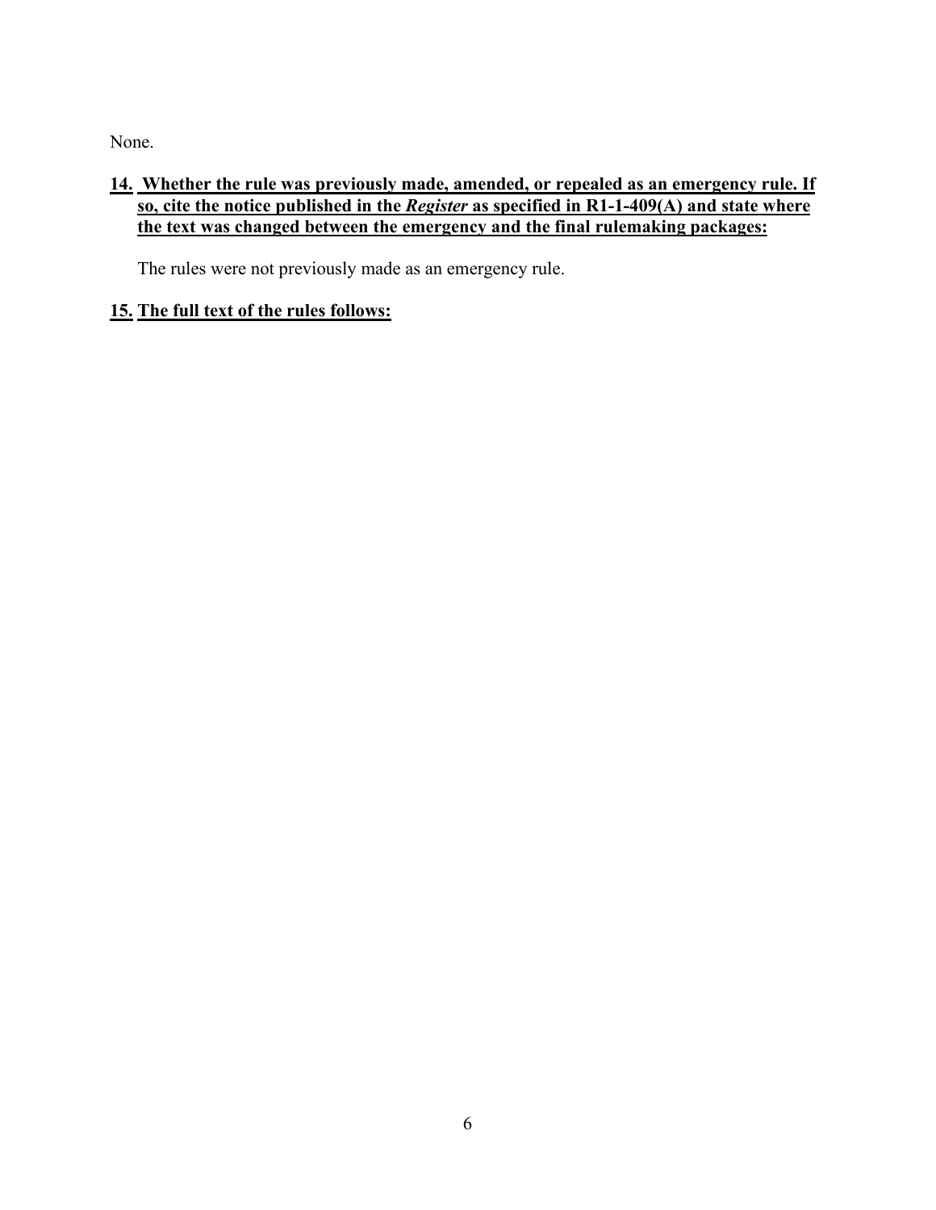None.

**14. Whether the rule was previously made, amended, or repealed as an emergency rule. If so, cite the notice published in the *Register* as specified in R1-1-409(A) and state where the text was changed between the emergency and the final rulemaking packages:**

The rules were not previously made as an emergency rule.

**15. The full text of the rules follows:**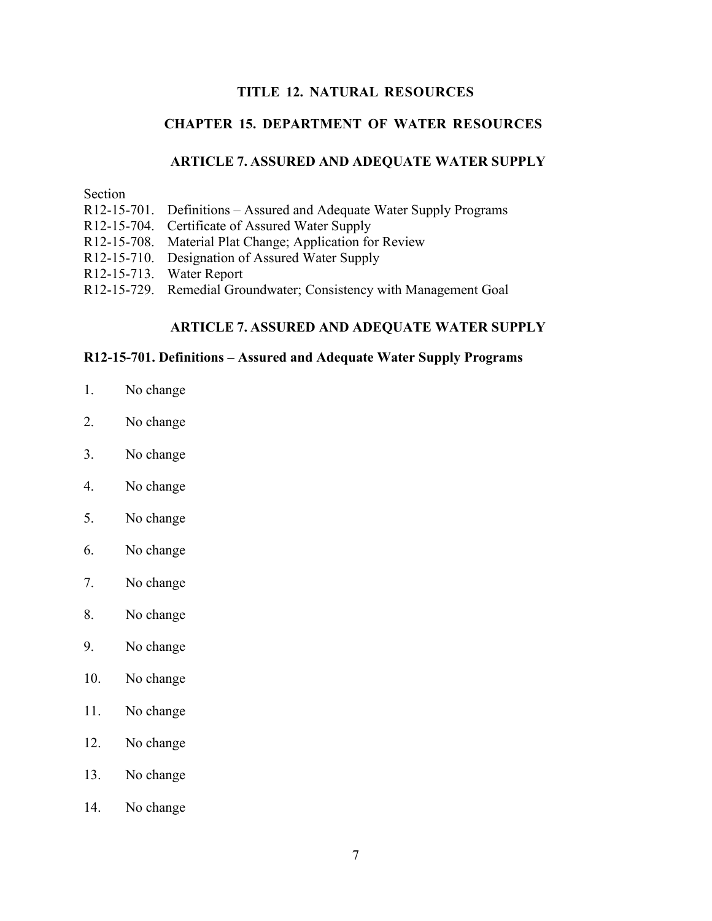# TITLE 12. NATURAL RESOURCES

## CHAPTER 15. DEPARTMENT OF WATER RESOURCES

### ARTICLE 7. ASSURED AND ADEQUATE WATER SUPPLY

Section

R12-15-701. Definitions – Assured and Adequate Water Supply Programs
R12-15-704. Certificate of Assured Water Supply
R12-15-708. Material Plat Change; Application for Review
R12-15-710. Designation of Assured Water Supply
R12-15-713. Water Report
R12-15-729. Remedial Groundwater; Consistency with Management Goal

### ARTICLE 7. ASSURED AND ADEQUATE WATER SUPPLY

**R12-15-701. Definitions – Assured and Adequate Water Supply Programs**

1. No change
2. No change
3. No change
4. No change
5. No change
6. No change
7. No change
8. No change
9. No change
10. No change
11. No change
12. No change
13. No change
14. No change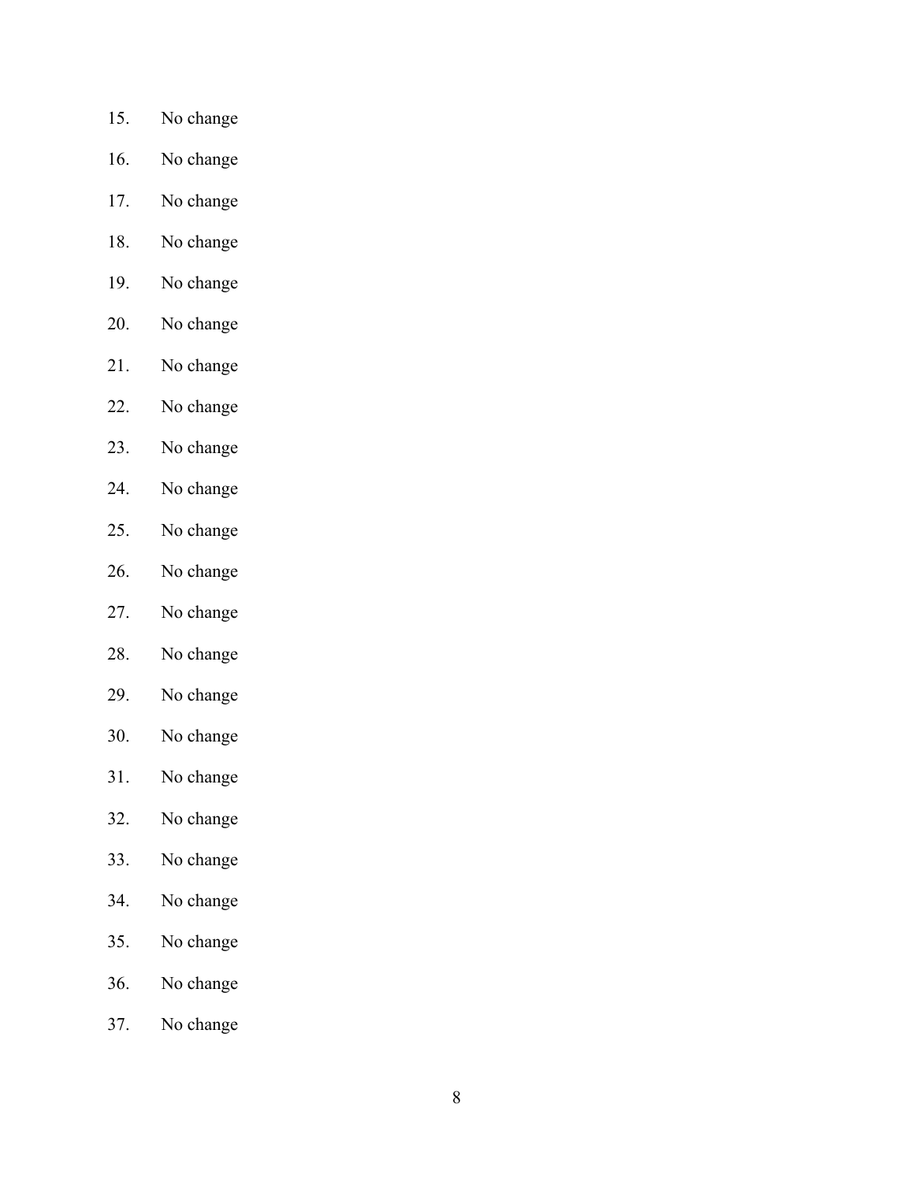15. No change
16. No change
17. No change
18. No change
19. No change
20. No change
21. No change
22. No change
23. No change
24. No change
25. No change
26. No change
27. No change
28. No change
29. No change
30. No change
31. No change
32. No change
33. No change
34. No change
35. No change
36. No change
37. No change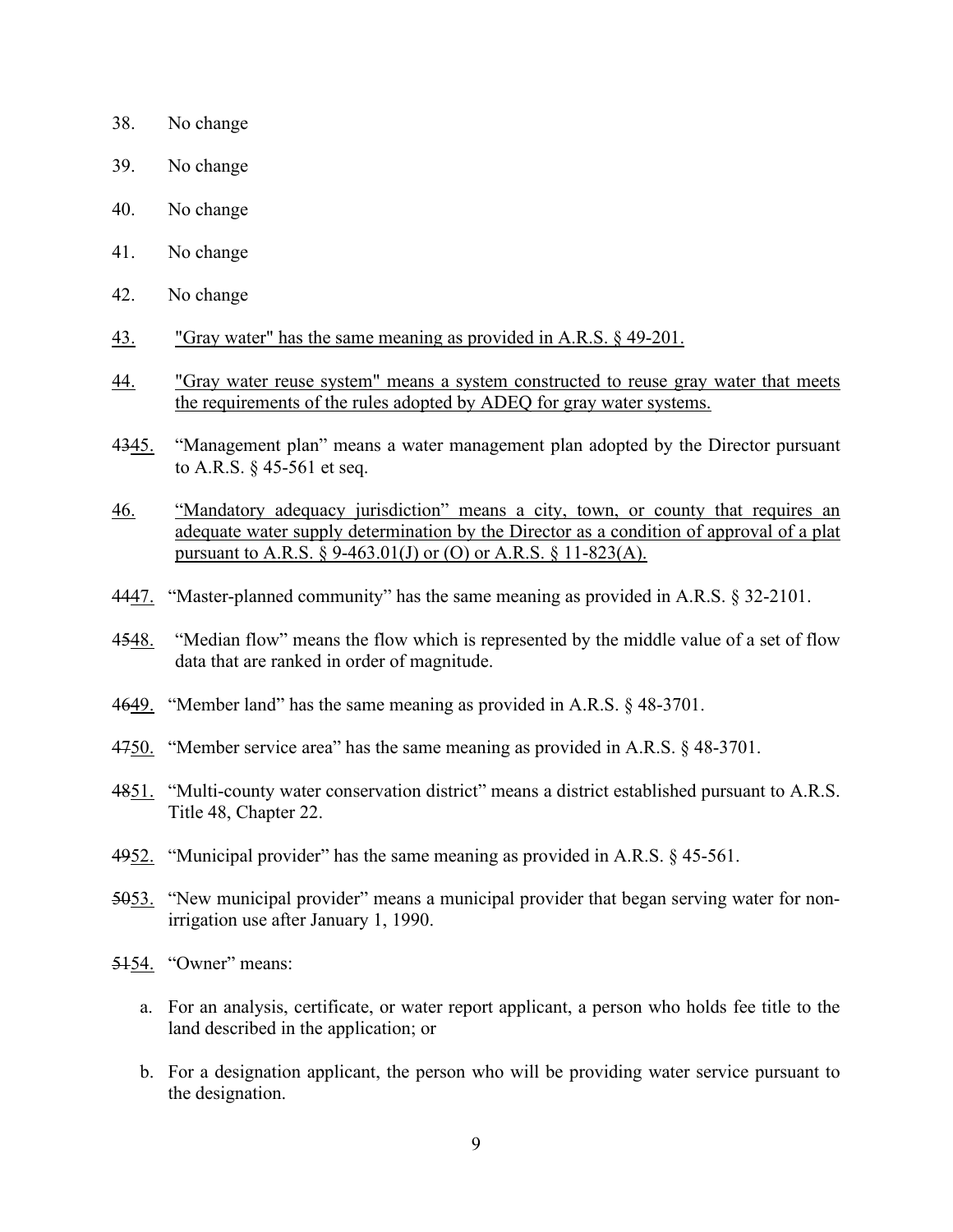38. No change

39. No change

40. No change

41. No change

42. No change

<u>43.</u> <u>"Gray water" has the same meaning as provided in A.R.S. § 49-201.</u>

<u>44.</u> <u>"Gray water reuse system" means a system constructed to reuse gray water that meets the requirements of the rules adopted by ADEQ for gray water systems.</u>

~~43~~<u>45.</u> "Management plan" means a water management plan adopted by the Director pursuant to A.R.S. § 45-561 et seq.

<u>46.</u> <u>"Mandatory adequacy jurisdiction" means a city, town, or county that requires an adequate water supply determination by the Director as a condition of approval of a plat pursuant to A.R.S. § 9-463.01(J) or (O) or A.R.S. § 11-823(A).</u>

~~44~~<u>47.</u> "Master-planned community" has the same meaning as provided in A.R.S. § 32-2101.

~~45~~<u>48.</u> "Median flow" means the flow which is represented by the middle value of a set of flow data that are ranked in order of magnitude.

~~46~~<u>49.</u> "Member land" has the same meaning as provided in A.R.S. § 48-3701.

~~47~~<u>50.</u> "Member service area" has the same meaning as provided in A.R.S. § 48-3701.

~~48~~<u>51.</u> "Multi-county water conservation district" means a district established pursuant to A.R.S. Title 48, Chapter 22.

~~49~~<u>52.</u> "Municipal provider" has the same meaning as provided in A.R.S. § 45-561.

~~50~~<u>53.</u> "New municipal provider" means a municipal provider that began serving water for non-irrigation use after January 1, 1990.

~~51~~<u>54.</u> "Owner" means:

a. For an analysis, certificate, or water report applicant, a person who holds fee title to the land described in the application; or

b. For a designation applicant, the person who will be providing water service pursuant to the designation.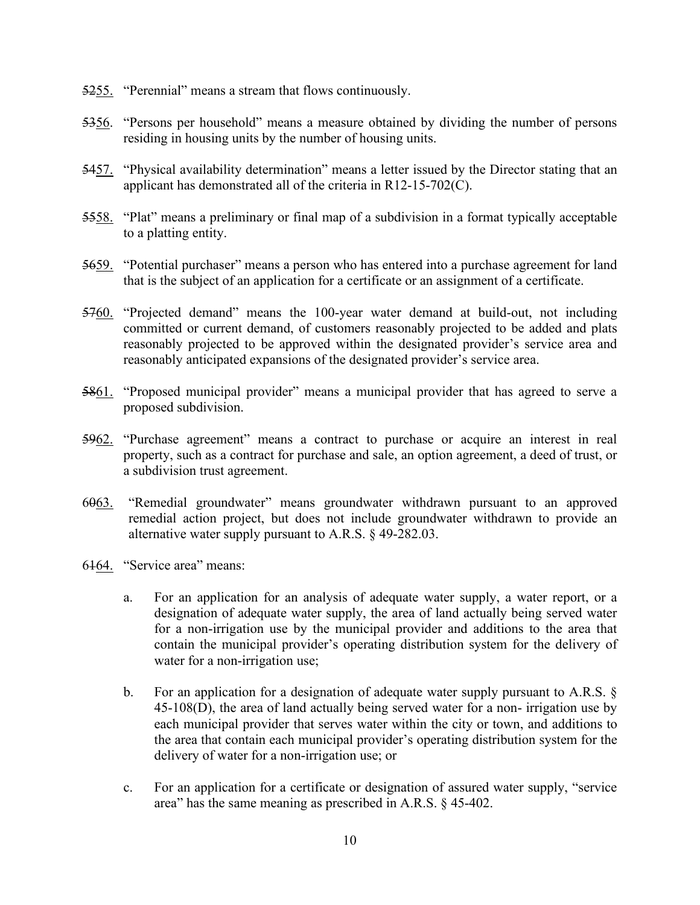~~52~~55. “Perennial” means a stream that flows continuously.

~~53~~56. “Persons per household” means a measure obtained by dividing the number of persons residing in housing units by the number of housing units.

~~54~~57. “Physical availability determination” means a letter issued by the Director stating that an applicant has demonstrated all of the criteria in R12-15-702(C).

~~55~~58. “Plat” means a preliminary or final map of a subdivision in a format typically acceptable to a platting entity.

~~56~~59. “Potential purchaser” means a person who has entered into a purchase agreement for land that is the subject of an application for a certificate or an assignment of a certificate.

~~57~~60. “Projected demand” means the 100-year water demand at build-out, not including committed or current demand, of customers reasonably projected to be added and plats reasonably projected to be approved within the designated provider’s service area and reasonably anticipated expansions of the designated provider’s service area.

~~58~~61. “Proposed municipal provider” means a municipal provider that has agreed to serve a proposed subdivision.

~~59~~62. “Purchase agreement” means a contract to purchase or acquire an interest in real property, such as a contract for purchase and sale, an option agreement, a deed of trust, or a subdivision trust agreement.

6~~0~~63. “Remedial groundwater” means groundwater withdrawn pursuant to an approved remedial action project, but does not include groundwater withdrawn to provide an alternative water supply pursuant to A.R.S. § 49-282.03.

6~~1~~64. “Service area” means:

a. For an application for an analysis of adequate water supply, a water report, or a designation of adequate water supply, the area of land actually being served water for a non-irrigation use by the municipal provider and additions to the area that contain the municipal provider’s operating distribution system for the delivery of water for a non-irrigation use;

b. For an application for a designation of adequate water supply pursuant to A.R.S. § 45-108(D), the area of land actually being served water for a non- irrigation use by each municipal provider that serves water within the city or town, and additions to the area that contain each municipal provider’s operating distribution system for the delivery of water for a non-irrigation use; or

c. For an application for a certificate or designation of assured water supply, “service area” has the same meaning as prescribed in A.R.S. § 45-402.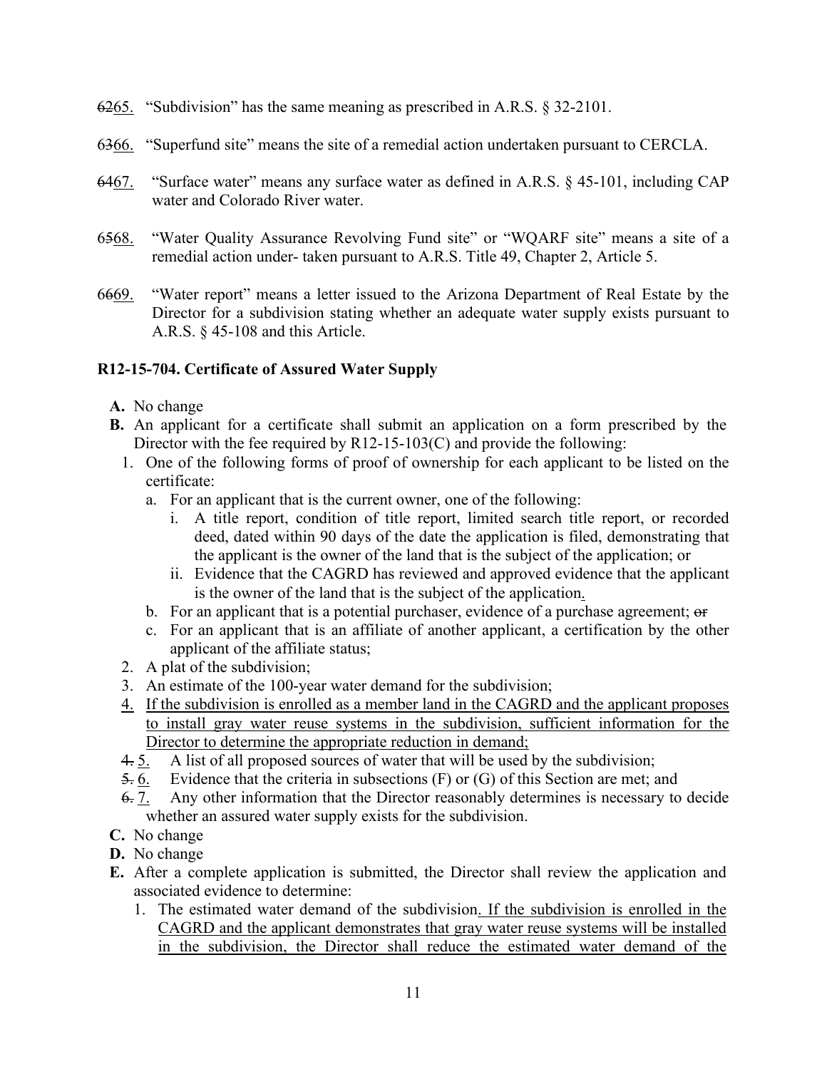~~62~~65. "Subdivision" has the same meaning as prescribed in A.R.S. § 32-2101.

~~63~~66. "Superfund site" means the site of a remedial action undertaken pursuant to CERCLA.

~~64~~67. "Surface water" means any surface water as defined in A.R.S. § 45-101, including CAP water and Colorado River water.

~~65~~68. "Water Quality Assurance Revolving Fund site" or "WQARF site" means a site of a remedial action under- taken pursuant to A.R.S. Title 49, Chapter 2, Article 5.

~~66~~69. "Water report" means a letter issued to the Arizona Department of Real Estate by the Director for a subdivision stating whether an adequate water supply exists pursuant to A.R.S. § 45-108 and this Article.

**R12-15-704. Certificate of Assured Water Supply**

**A.** No change

**B.** An applicant for a certificate shall submit an application on a form prescribed by the Director with the fee required by R12-15-103(C) and provide the following:

1. One of the following forms of proof of ownership for each applicant to be listed on the certificate:
   a. For an applicant that is the current owner, one of the following:
      i. A title report, condition of title report, limited search title report, or recorded deed, dated within 90 days of the date the application is filed, demonstrating that the applicant is the owner of the land that is the subject of the application; or
      ii. Evidence that the CAGRD has reviewed and approved evidence that the applicant is the owner of the land that is the subject of the application<u>.</u>
   b. For an applicant that is a potential purchaser, evidence of a purchase agreement; ~~or~~
   c. For an applicant that is an affiliate of another applicant, a certification by the other applicant of the affiliate status;
2. A plat of the subdivision;
3. An estimate of the 100-year water demand for the subdivision;
4. <u>If the subdivision is enrolled as a member land in the CAGRD and the applicant proposes to install gray water reuse systems in the subdivision, sufficient information for the Director to determine the appropriate reduction in demand;</u>

~~4.~~ <u>5.</u> A list of all proposed sources of water that will be used by the subdivision;

~~5.~~ <u>6.</u> Evidence that the criteria in subsections (F) or (G) of this Section are met; and

~~6.~~ <u>7.</u> Any other information that the Director reasonably determines is necessary to decide whether an assured water supply exists for the subdivision.

**C.** No change

**D.** No change

**E.** After a complete application is submitted, the Director shall review the application and associated evidence to determine:

1. The estimated water demand of the subdivision<u>. If the subdivision is enrolled in the CAGRD and the applicant demonstrates that gray water reuse systems will be installed in the subdivision, the Director shall reduce the estimated water demand of the</u>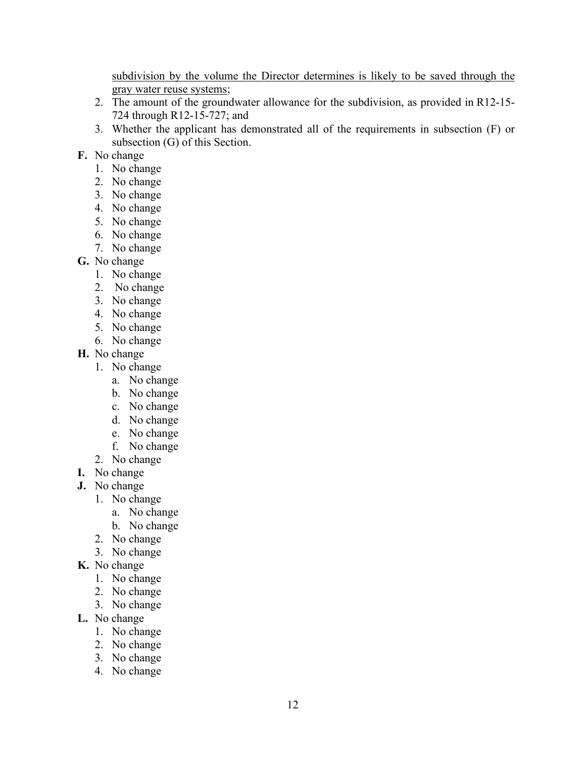subdivision by the volume the Director determines is likely to be saved through the gray water reuse systems;

2. The amount of the groundwater allowance for the subdivision, as provided in R12-15-724 through R12-15-727; and
3. Whether the applicant has demonstrated all of the requirements in subsection (F) or subsection (G) of this Section.

**F.** No change
1. No change
2. No change
3. No change
4. No change
5. No change
6. No change
7. No change

**G.** No change
1. No change
2. No change
3. No change
4. No change
5. No change
6. No change

**H.** No change
1. No change
   a. No change
   b. No change
   c. No change
   d. No change
   e. No change
   f. No change
2. No change

**I.** No change

**J.** No change
1. No change
   a. No change
   b. No change
2. No change
3. No change

**K.** No change
1. No change
2. No change
3. No change

**L.** No change
1. No change
2. No change
3. No change
4. No change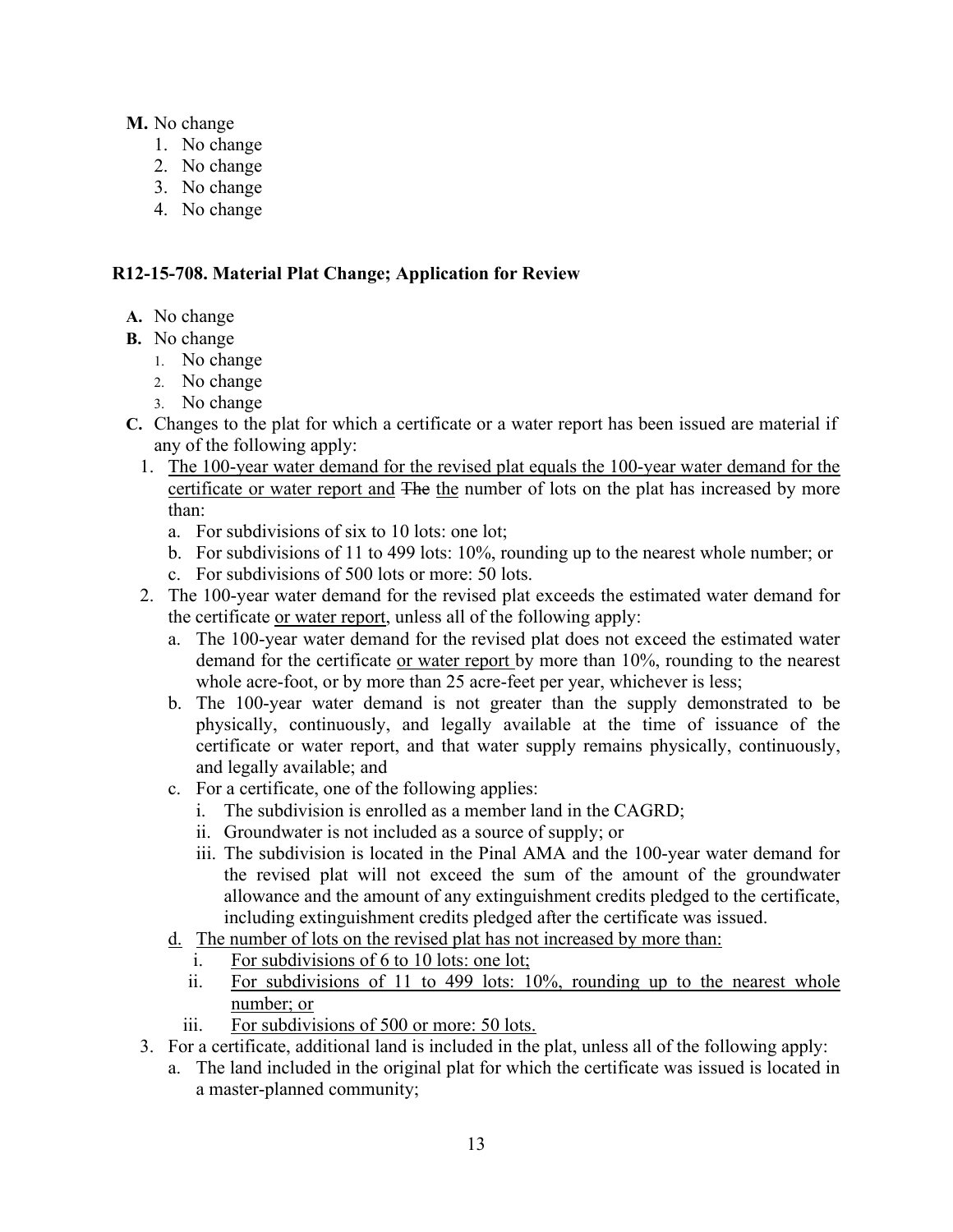**M.** No change

1. No change
2. No change
3. No change
4. No change

### R12-15-708. Material Plat Change; Application for Review

**A.** No change

**B.** No change

1. No change
2. No change
3. No change

**C.** Changes to the plat for which a certificate or a water report has been issued are material if any of the following apply:

1. The 100-year water demand for the revised plat equals the 100-year water demand for the certificate or water report and ~~The~~ the number of lots on the plat has increased by more than:
   a. For subdivisions of six to 10 lots: one lot;
   b. For subdivisions of 11 to 499 lots: 10%, rounding up to the nearest whole number; or
   c. For subdivisions of 500 lots or more: 50 lots.
2. The 100-year water demand for the revised plat exceeds the estimated water demand for the certificate or water report, unless all of the following apply:
   a. The 100-year water demand for the revised plat does not exceed the estimated water demand for the certificate or water report by more than 10%, rounding to the nearest whole acre-foot, or by more than 25 acre-feet per year, whichever is less;
   b. The 100-year water demand is not greater than the supply demonstrated to be physically, continuously, and legally available at the time of issuance of the certificate or water report, and that water supply remains physically, continuously, and legally available; and
   c. For a certificate, one of the following applies:
      i. The subdivision is enrolled as a member land in the CAGRD;
      ii. Groundwater is not included as a source of supply; or
      iii. The subdivision is located in the Pinal AMA and the 100-year water demand for the revised plat will not exceed the sum of the amount of the groundwater allowance and the amount of any extinguishment credits pledged to the certificate, including extinguishment credits pledged after the certificate was issued.
   d. The number of lots on the revised plat has not increased by more than:
      i. For subdivisions of 6 to 10 lots: one lot;
      ii. For subdivisions of 11 to 499 lots: 10%, rounding up to the nearest whole number; or
      iii. For subdivisions of 500 or more: 50 lots.
3. For a certificate, additional land is included in the plat, unless all of the following apply:
   a. The land included in the original plat for which the certificate was issued is located in a master-planned community;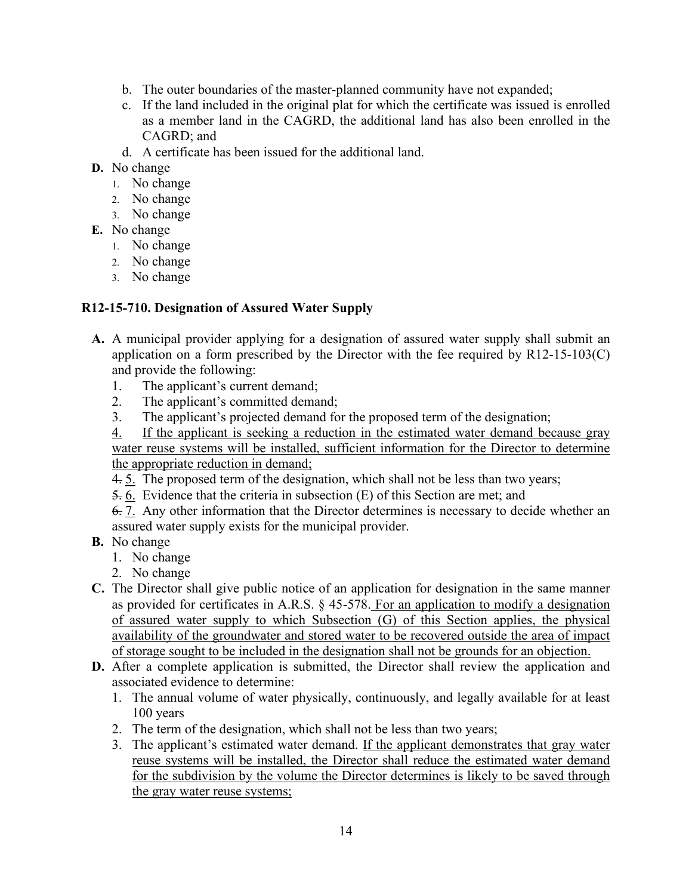b. The outer boundaries of the master-planned community have not expanded;
c. If the land included in the original plat for which the certificate was issued is enrolled as a member land in the CAGRD, the additional land has also been enrolled in the CAGRD; and
d. A certificate has been issued for the additional land.

**D.** No change
1. No change
2. No change
3. No change

**E.** No change
1. No change
2. No change
3. No change

### R12-15-710. Designation of Assured Water Supply

**A.** A municipal provider applying for a designation of assured water supply shall submit an application on a form prescribed by the Director with the fee required by R12-15-103(C) and provide the following:
1. The applicant's current demand;
2. The applicant's committed demand;
3. The applicant's projected demand for the proposed term of the designation;

<u>4. If the applicant is seeking a reduction in the estimated water demand because gray water reuse systems will be installed, sufficient information for the Director to determine the appropriate reduction in demand;</u>

~~4.~~ <u>5.</u> The proposed term of the designation, which shall not be less than two years;

~~5.~~ <u>6.</u> Evidence that the criteria in subsection (E) of this Section are met; and

~~6.~~ <u>7.</u> Any other information that the Director determines is necessary to decide whether an assured water supply exists for the municipal provider.

**B.** No change
1. No change
2. No change

**C.** The Director shall give public notice of an application for designation in the same manner as provided for certificates in A.R.S. § 45-578.<u> For an application to modify a designation of assured water supply to which Subsection (G) of this Section applies, the physical availability of the groundwater and stored water to be recovered outside the area of impact of storage sought to be included in the designation shall not be grounds for an objection.</u>

**D.** After a complete application is submitted, the Director shall review the application and associated evidence to determine:
1. The annual volume of water physically, continuously, and legally available for at least 100 years
2. The term of the designation, which shall not be less than two years;
3. The applicant's estimated water demand. <u>If the applicant demonstrates that gray water reuse systems will be installed, the Director shall reduce the estimated water demand for the subdivision by the volume the Director determines is likely to be saved through the gray water reuse systems;</u>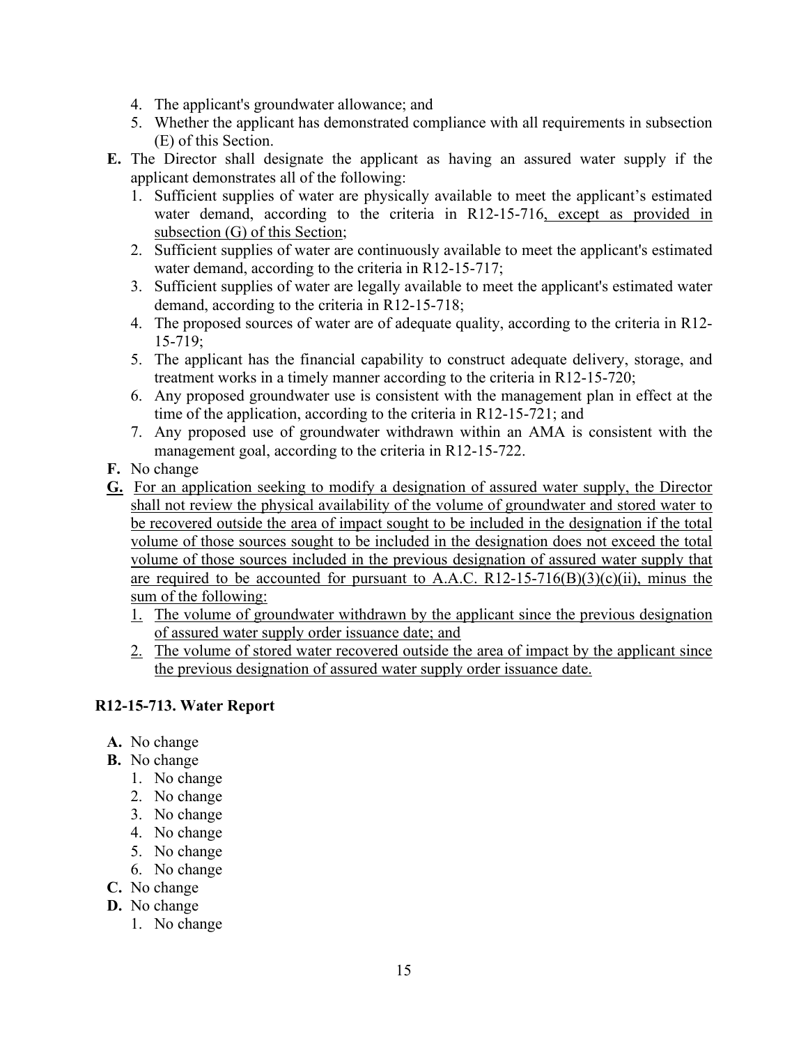4. The applicant's groundwater allowance; and
5. Whether the applicant has demonstrated compliance with all requirements in subsection (E) of this Section.

**E.** The Director shall designate the applicant as having an assured water supply if the applicant demonstrates all of the following:

1. Sufficient supplies of water are physically available to meet the applicant's estimated water demand, according to the criteria in R12-15-716, except as provided in subsection (G) of this Section;
2. Sufficient supplies of water are continuously available to meet the applicant's estimated water demand, according to the criteria in R12-15-717;
3. Sufficient supplies of water are legally available to meet the applicant's estimated water demand, according to the criteria in R12-15-718;
4. The proposed sources of water are of adequate quality, according to the criteria in R12-15-719;
5. The applicant has the financial capability to construct adequate delivery, storage, and treatment works in a timely manner according to the criteria in R12-15-720;
6. Any proposed groundwater use is consistent with the management plan in effect at the time of the application, according to the criteria in R12-15-721; and
7. Any proposed use of groundwater withdrawn within an AMA is consistent with the management goal, according to the criteria in R12-15-722.

**F.** No change

**G.** For an application seeking to modify a designation of assured water supply, the Director shall not review the physical availability of the volume of groundwater and stored water to be recovered outside the area of impact sought to be included in the designation if the total volume of those sources sought to be included in the designation does not exceed the total volume of those sources included in the previous designation of assured water supply that are required to be accounted for pursuant to A.A.C. R12-15-716(B)(3)(c)(ii), minus the sum of the following:

1. The volume of groundwater withdrawn by the applicant since the previous designation of assured water supply order issuance date; and
2. The volume of stored water recovered outside the area of impact by the applicant since the previous designation of assured water supply order issuance date.

### R12-15-713. Water Report

**A.** No change

**B.** No change

1. No change
2. No change
3. No change
4. No change
5. No change
6. No change

**C.** No change

**D.** No change

1. No change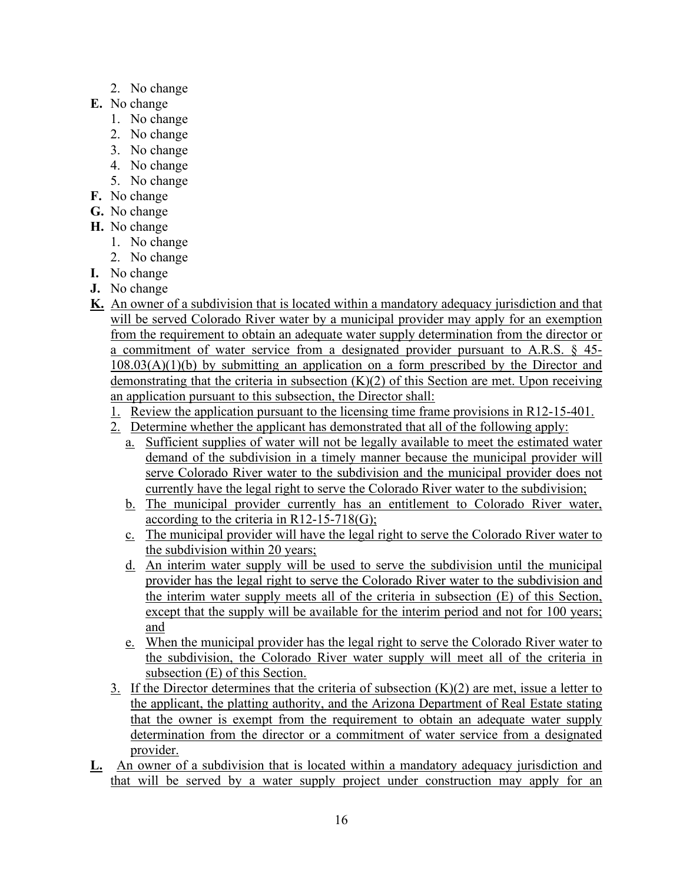2. No change

**E.** No change

1. No change
2. No change
3. No change
4. No change
5. No change

**F.** No change

**G.** No change

**H.** No change

1. No change
2. No change

**I.** No change

**J.** No change

**K.** An owner of a subdivision that is located within a mandatory adequacy jurisdiction and that will be served Colorado River water by a municipal provider may apply for an exemption from the requirement to obtain an adequate water supply determination from the director or a commitment of water service from a designated provider pursuant to A.R.S. § 45-108.03(A)(1)(b) by submitting an application on a form prescribed by the Director and demonstrating that the criteria in subsection (K)(2) of this Section are met. Upon receiving an application pursuant to this subsection, the Director shall:

1. Review the application pursuant to the licensing time frame provisions in R12-15-401.
2. Determine whether the applicant has demonstrated that all of the following apply:
   a. Sufficient supplies of water will not be legally available to meet the estimated water demand of the subdivision in a timely manner because the municipal provider will serve Colorado River water to the subdivision and the municipal provider does not currently have the legal right to serve the Colorado River water to the subdivision;
   b. The municipal provider currently has an entitlement to Colorado River water, according to the criteria in R12-15-718(G);
   c. The municipal provider will have the legal right to serve the Colorado River water to the subdivision within 20 years;
   d. An interim water supply will be used to serve the subdivision until the municipal provider has the legal right to serve the Colorado River water to the subdivision and the interim water supply meets all of the criteria in subsection (E) of this Section, except that the supply will be available for the interim period and not for 100 years; and
   e. When the municipal provider has the legal right to serve the Colorado River water to the subdivision, the Colorado River water supply will meet all of the criteria in subsection (E) of this Section.
3. If the Director determines that the criteria of subsection (K)(2) are met, issue a letter to the applicant, the platting authority, and the Arizona Department of Real Estate stating that the owner is exempt from the requirement to obtain an adequate water supply determination from the director or a commitment of water service from a designated provider.

**L.** An owner of a subdivision that is located within a mandatory adequacy jurisdiction and that will be served by a water supply project under construction may apply for an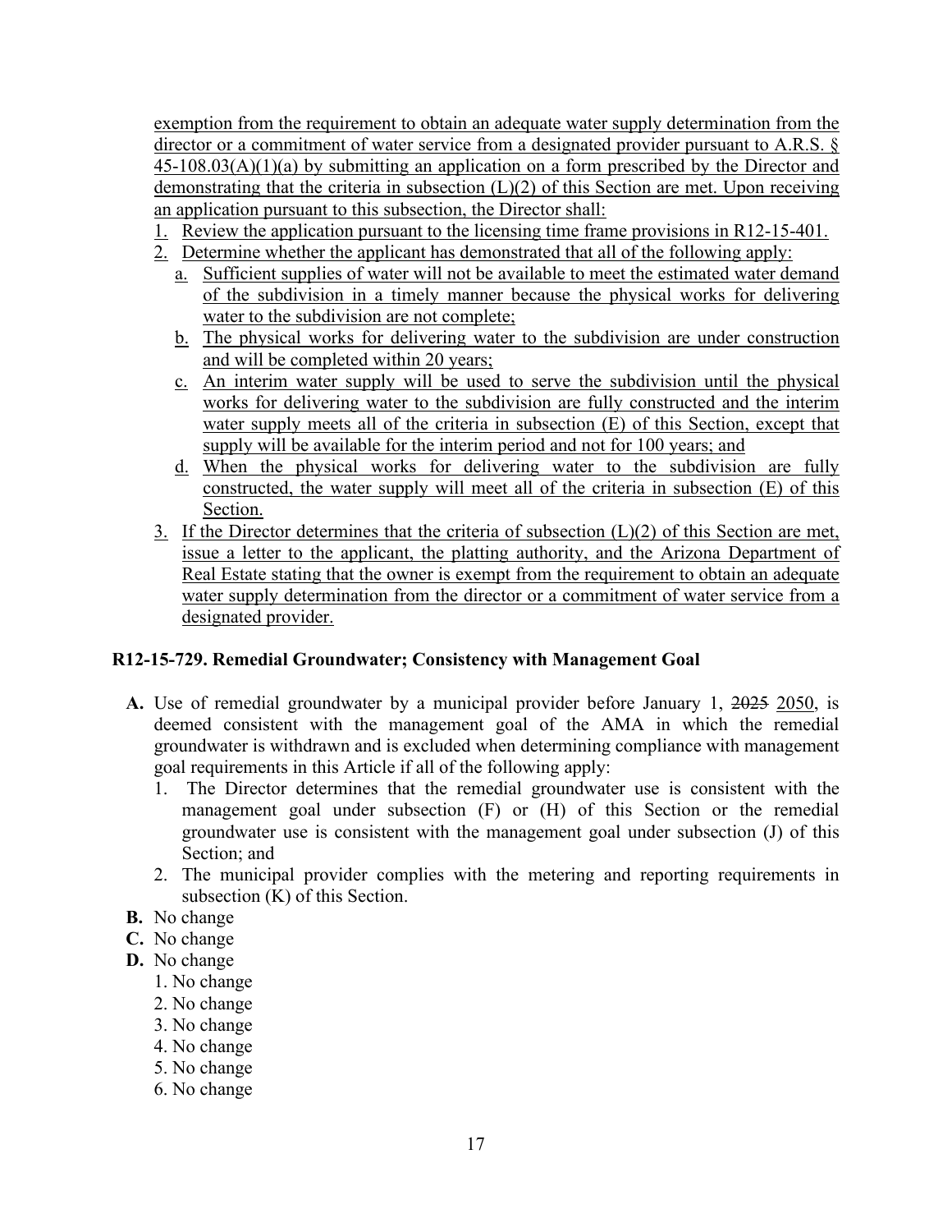exemption from the requirement to obtain an adequate water supply determination from the director or a commitment of water service from a designated provider pursuant to A.R.S. § 45-108.03(A)(1)(a) by submitting an application on a form prescribed by the Director and demonstrating that the criteria in subsection (L)(2) of this Section are met. Upon receiving an application pursuant to this subsection, the Director shall:

1. Review the application pursuant to the licensing time frame provisions in R12-15-401.
2. Determine whether the applicant has demonstrated that all of the following apply:
   a. Sufficient supplies of water will not be available to meet the estimated water demand of the subdivision in a timely manner because the physical works for delivering water to the subdivision are not complete;
   b. The physical works for delivering water to the subdivision are under construction and will be completed within 20 years;
   c. An interim water supply will be used to serve the subdivision until the physical works for delivering water to the subdivision are fully constructed and the interim water supply meets all of the criteria in subsection (E) of this Section, except that supply will be available for the interim period and not for 100 years; and
   d. When the physical works for delivering water to the subdivision are fully constructed, the water supply will meet all of the criteria in subsection (E) of this Section.
3. If the Director determines that the criteria of subsection (L)(2) of this Section are met, issue a letter to the applicant, the platting authority, and the Arizona Department of Real Estate stating that the owner is exempt from the requirement to obtain an adequate water supply determination from the director or a commitment of water service from a designated provider.

### R12-15-729. Remedial Groundwater; Consistency with Management Goal

**A.** Use of remedial groundwater by a municipal provider before January 1, ~~2025~~ 2050, is deemed consistent with the management goal of the AMA in which the remedial groundwater is withdrawn and is excluded when determining compliance with management goal requirements in this Article if all of the following apply:
   1. The Director determines that the remedial groundwater use is consistent with the management goal under subsection (F) or (H) of this Section or the remedial groundwater use is consistent with the management goal under subsection (J) of this Section; and
   2. The municipal provider complies with the metering and reporting requirements in subsection (K) of this Section.

**B.** No change

**C.** No change

**D.** No change
   1. No change
   2. No change
   3. No change
   4. No change
   5. No change
   6. No change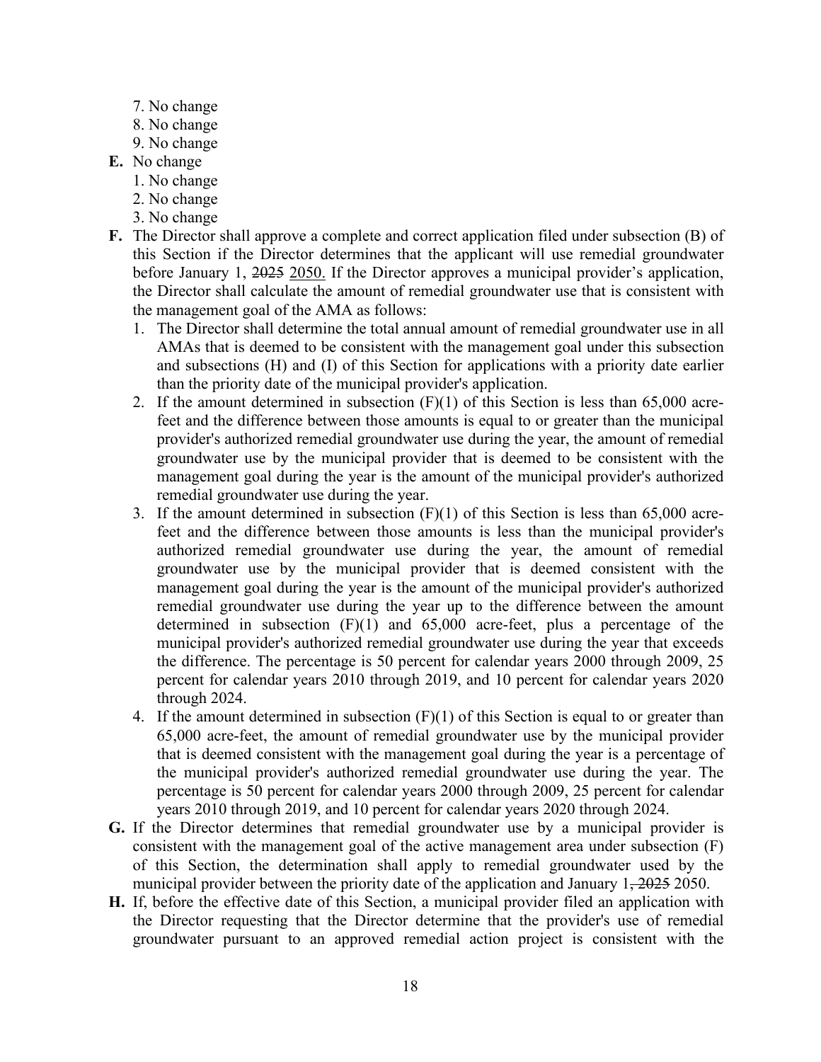7. No change
8. No change
9. No change

**E.** No change

1. No change
2. No change
3. No change

**F.** The Director shall approve a complete and correct application filed under subsection (B) of this Section if the Director determines that the applicant will use remedial groundwater before January 1, ~~2025~~ 2050. If the Director approves a municipal provider's application, the Director shall calculate the amount of remedial groundwater use that is consistent with the management goal of the AMA as follows:

1. The Director shall determine the total annual amount of remedial groundwater use in all AMAs that is deemed to be consistent with the management goal under this subsection and subsections (H) and (I) of this Section for applications with a priority date earlier than the priority date of the municipal provider's application.
2. If the amount determined in subsection (F)(1) of this Section is less than 65,000 acre-feet and the difference between those amounts is equal to or greater than the municipal provider's authorized remedial groundwater use during the year, the amount of remedial groundwater use by the municipal provider that is deemed to be consistent with the management goal during the year is the amount of the municipal provider's authorized remedial groundwater use during the year.
3. If the amount determined in subsection (F)(1) of this Section is less than 65,000 acre-feet and the difference between those amounts is less than the municipal provider's authorized remedial groundwater use during the year, the amount of remedial groundwater use by the municipal provider that is deemed consistent with the management goal during the year is the amount of the municipal provider's authorized remedial groundwater use during the year up to the difference between the amount determined in subsection (F)(1) and 65,000 acre-feet, plus a percentage of the municipal provider's authorized remedial groundwater use during the year that exceeds the difference. The percentage is 50 percent for calendar years 2000 through 2009, 25 percent for calendar years 2010 through 2019, and 10 percent for calendar years 2020 through 2024.
4. If the amount determined in subsection (F)(1) of this Section is equal to or greater than 65,000 acre-feet, the amount of remedial groundwater use by the municipal provider that is deemed consistent with the management goal during the year is a percentage of the municipal provider's authorized remedial groundwater use during the year. The percentage is 50 percent for calendar years 2000 through 2009, 25 percent for calendar years 2010 through 2019, and 10 percent for calendar years 2020 through 2024.

**G.** If the Director determines that remedial groundwater use by a municipal provider is consistent with the management goal of the active management area under subsection (F) of this Section, the determination shall apply to remedial groundwater used by the municipal provider between the priority date of the application and January 1~~, 2025~~ 2050.

**H.** If, before the effective date of this Section, a municipal provider filed an application with the Director requesting that the Director determine that the provider's use of remedial groundwater pursuant to an approved remedial action project is consistent with the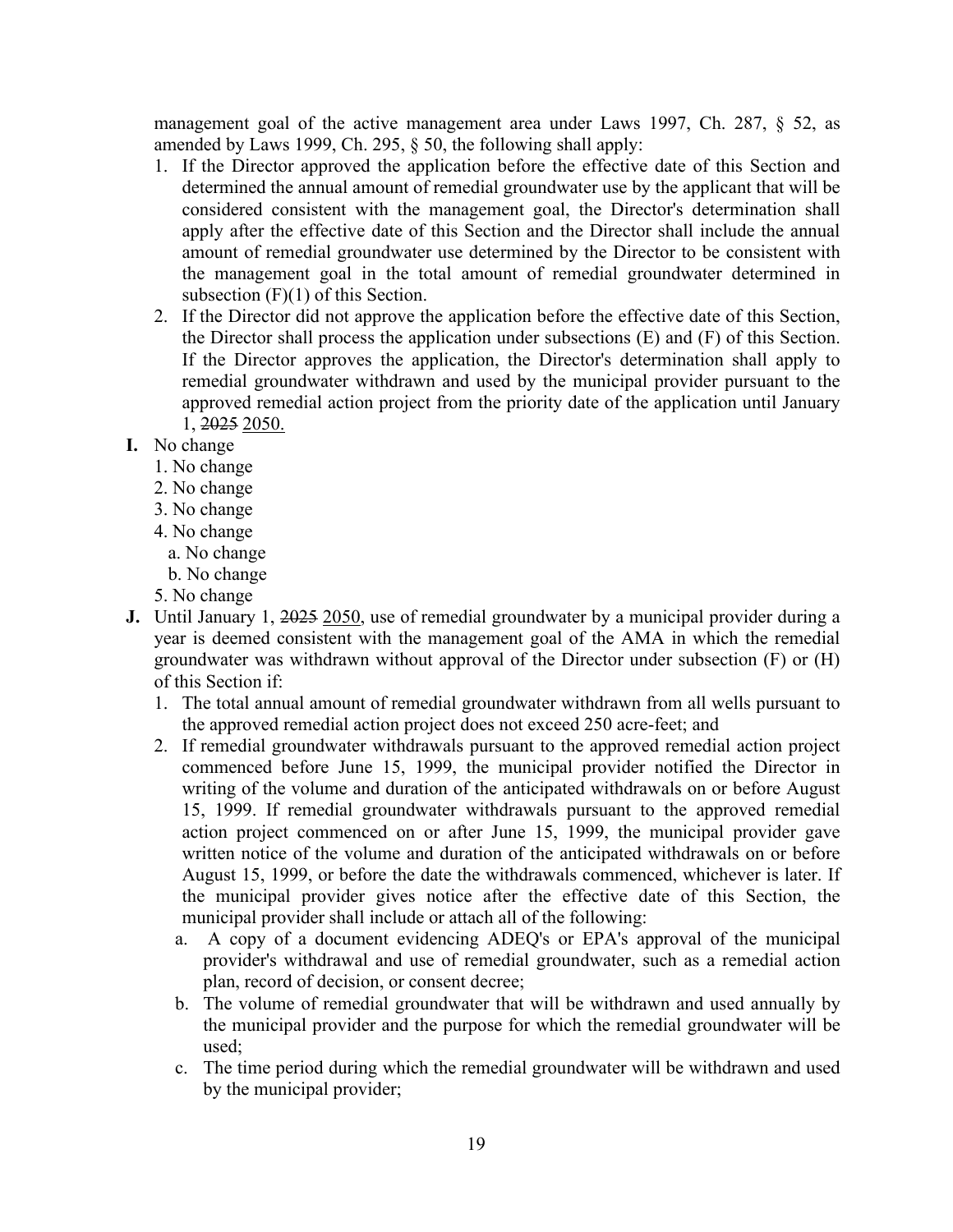management goal of the active management area under Laws 1997, Ch. 287, § 52, as amended by Laws 1999, Ch. 295, § 50, the following shall apply:

1. If the Director approved the application before the effective date of this Section and determined the annual amount of remedial groundwater use by the applicant that will be considered consistent with the management goal, the Director's determination shall apply after the effective date of this Section and the Director shall include the annual amount of remedial groundwater use determined by the Director to be consistent with the management goal in the total amount of remedial groundwater determined in subsection (F)(1) of this Section.
2. If the Director did not approve the application before the effective date of this Section, the Director shall process the application under subsections (E) and (F) of this Section. If the Director approves the application, the Director's determination shall apply to remedial groundwater withdrawn and used by the municipal provider pursuant to the approved remedial action project from the priority date of the application until January 1, ~~2025~~ 2050.

**I.** No change

1. No change
2. No change
3. No change
4. No change
   a. No change
   b. No change
5. No change

**J.** Until January 1, ~~2025~~ 2050, use of remedial groundwater by a municipal provider during a year is deemed consistent with the management goal of the AMA in which the remedial groundwater was withdrawn without approval of the Director under subsection (F) or (H) of this Section if:

1. The total annual amount of remedial groundwater withdrawn from all wells pursuant to the approved remedial action project does not exceed 250 acre-feet; and
2. If remedial groundwater withdrawals pursuant to the approved remedial action project commenced before June 15, 1999, the municipal provider notified the Director in writing of the volume and duration of the anticipated withdrawals on or before August 15, 1999. If remedial groundwater withdrawals pursuant to the approved remedial action project commenced on or after June 15, 1999, the municipal provider gave written notice of the volume and duration of the anticipated withdrawals on or before August 15, 1999, or before the date the withdrawals commenced, whichever is later. If the municipal provider gives notice after the effective date of this Section, the municipal provider shall include or attach all of the following:
   a. A copy of a document evidencing ADEQ's or EPA's approval of the municipal provider's withdrawal and use of remedial groundwater, such as a remedial action plan, record of decision, or consent decree;
   b. The volume of remedial groundwater that will be withdrawn and used annually by the municipal provider and the purpose for which the remedial groundwater will be used;
   c. The time period during which the remedial groundwater will be withdrawn and used by the municipal provider;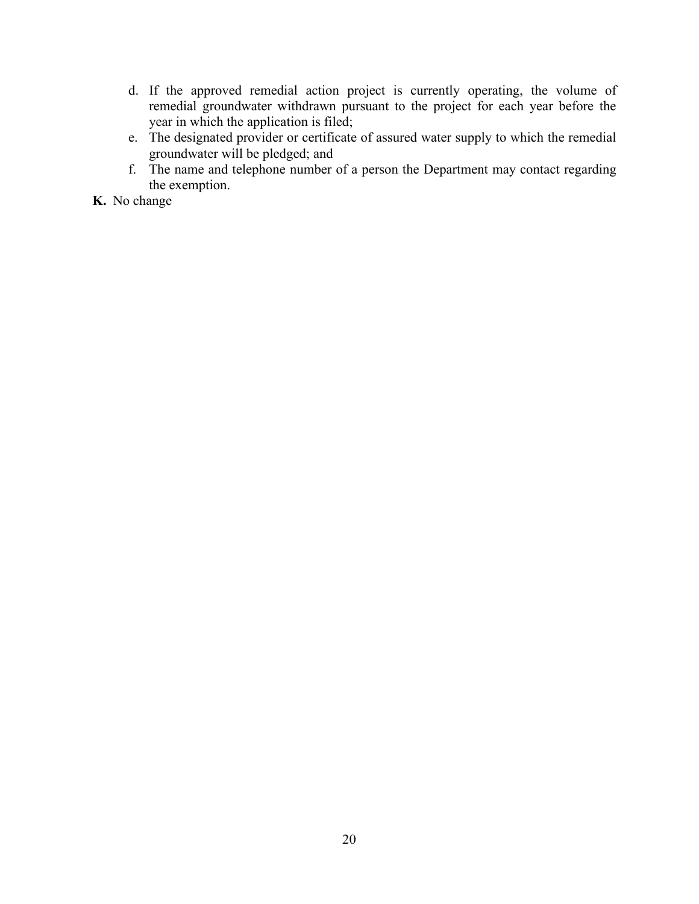d. If the approved remedial action project is currently operating, the volume of remedial groundwater withdrawn pursuant to the project for each year before the year in which the application is filed;
e. The designated provider or certificate of assured water supply to which the remedial groundwater will be pledged; and
f. The name and telephone number of a person the Department may contact regarding the exemption.

**K.** No change